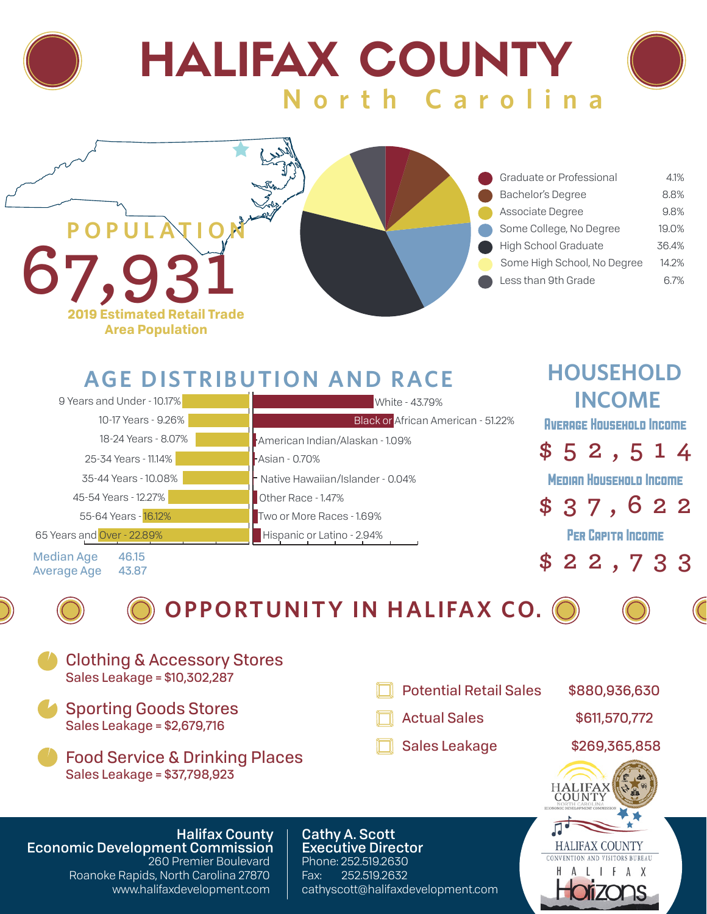# HALIFAX COUNTY

## North Carolina

**POPULATION**

**67,931**

**2019 Estimated Retail Trade Area Population**

| Education | % |
|---|---|
| Graduate or Professional | 4.1% |
| Bachelor's Degree | 8.8% |
| Associate Degree | 9.8% |
| Some College, No Degree | 19.0% |
| High School Graduate | 36.4% |
| Some High School, No Degree | 14.2% |
| Less than 9th Grade | 6.7% |

## AGE DISTRIBUTION AND RACE

| Age | % |
|---|---|
| 9 Years and Under | 10.17% |
| 10-17 Years | 9.26% |
| 18-24 Years | 8.07% |
| 25-34 Years | 11.14% |
| 35-44 Years | 10.08% |
| 45-54 Years | 12.27% |
| 55-64 Years | 16.12% |
| 65 Years and Over | 22.89% |

| Race | % |
|---|---|
| White | 43.79% |
| Black or African American | 51.22% |
| American Indian/Alaskan | 1.09% |
| Asian | 0.70% |
| Native Hawaiian/Islander | 0.04% |
| Other Race | 1.47% |
| Two or More Races | 1.69% |
| Hispanic or Latino | 2.94% |

Median Age 46.15
Average Age 43.87

## HOUSEHOLD INCOME

**Average Household Income**
$52,514

**Median Household Income**
$37,622

**Per Capita Income**
$22,733

## OPPORTUNITY IN HALIFAX CO.

- **Clothing & Accessory Stores**
  Sales Leakage = $10,302,287
- **Sporting Goods Stores**
  Sales Leakage = $2,679,716
- **Food Service & Drinking Places**
  Sales Leakage = $37,798,923

| | |
|---|---|
| Potential Retail Sales | $880,936,630 |
| Actual Sales | $611,570,772 |
| Sales Leakage | $269,365,858 |

**Halifax County Economic Development Commission**
260 Premier Boulevard
Roanoke Rapids, North Carolina 27870
www.halifaxdevelopment.com

**Cathy A. Scott**
**Executive Director**
Phone: 252.519.2630
Fax: 252.519.2632
cathyscott@halifaxdevelopment.com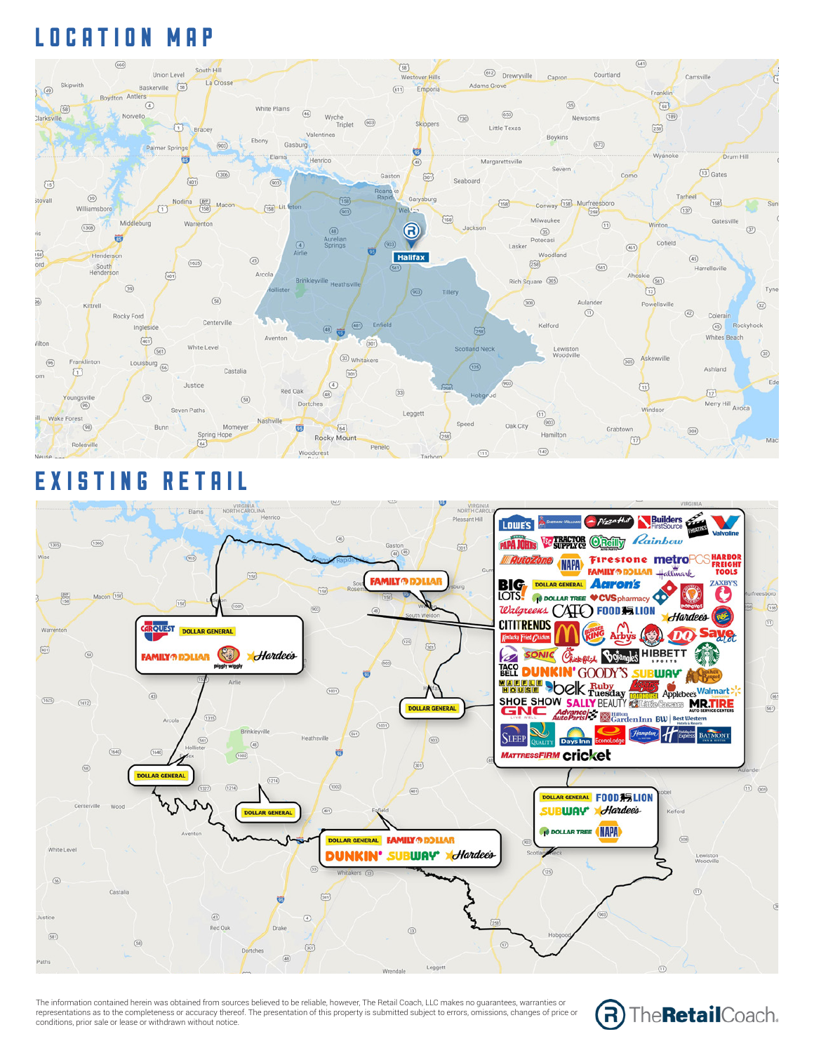# LOCATION MAP

Halifax

# EXISTING RETAIL

The information contained herein was obtained from sources believed to be reliable, however, The Retail Coach, LLC makes no guarantees, warranties or representations as to the completeness or accuracy thereof. The presentation of this property is submitted subject to errors, omissions, changes of price or conditions, prior sale or lease or withdrawal without notice.

TheRetailCoach.